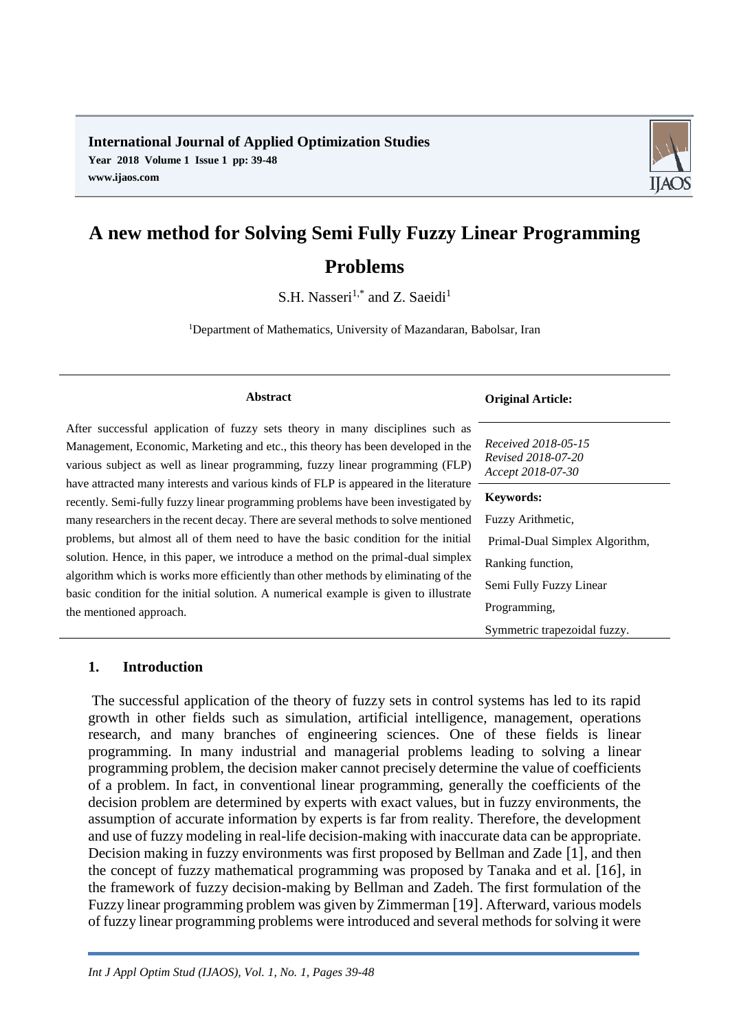**International Journal of Applied Optimization Studies**
**Year 2018 Volume 1 Issue 1 pp: 39-48**
**www.ijaos.com**

# A new method for Solving Semi Fully Fuzzy Linear Programming Problems

S.H. Nasseri[1,*] and Z. Saeidi[1]

[1]Department of Mathematics, University of Mazandaran, Babolsar, Iran

**Abstract**

After successful application of fuzzy sets theory in many disciplines such as Management, Economic, Marketing and etc., this theory has been developed in the various subject as well as linear programming, fuzzy linear programming (FLP) have attracted many interests and various kinds of FLP is appeared in the literature recently. Semi-fully fuzzy linear programming problems have been investigated by many researchers in the recent decay. There are several methods to solve mentioned problems, but almost all of them need to have the basic condition for the initial solution. Hence, in this paper, we introduce a method on the primal-dual simplex algorithm which is works more efficiently than other methods by eliminating of the basic condition for the initial solution. A numerical example is given to illustrate the mentioned approach.

**Original Article:**

*Received 2018-05-15*
*Revised 2018-07-20*
*Accept 2018-07-30*

**Keywords:**
Fuzzy Arithmetic,
Primal-Dual Simplex Algorithm,
Ranking function,
Semi Fully Fuzzy Linear Programming,
Symmetric trapezoidal fuzzy.

## 1. Introduction

The successful application of the theory of fuzzy sets in control systems has led to its rapid growth in other fields such as simulation, artificial intelligence, management, operations research, and many branches of engineering sciences. One of these fields is linear programming. In many industrial and managerial problems leading to solving a linear programming problem, the decision maker cannot precisely determine the value of coefficients of a problem. In fact, in conventional linear programming, generally the coefficients of the decision problem are determined by experts with exact values, but in fuzzy environments, the assumption of accurate information by experts is far from reality. Therefore, the development and use of fuzzy modeling in real-life decision-making with inaccurate data can be appropriate. Decision making in fuzzy environments was first proposed by Bellman and Zade [1], and then the concept of fuzzy mathematical programming was proposed by Tanaka and et al. [16], in the framework of fuzzy decision-making by Bellman and Zadeh. The first formulation of the Fuzzy linear programming problem was given by Zimmerman [19]. Afterward, various models of fuzzy linear programming problems were introduced and several methods for solving it were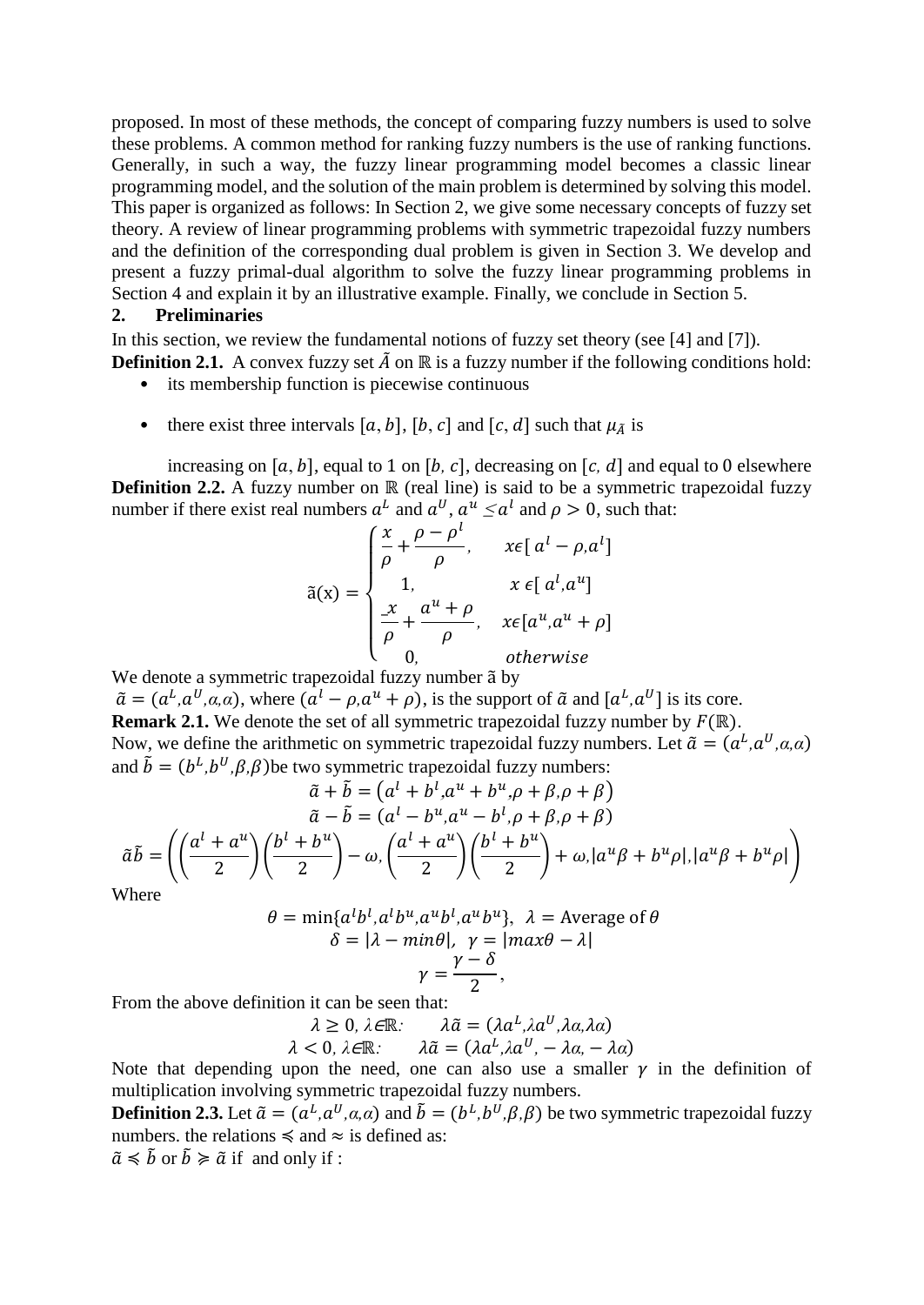proposed. In most of these methods, the concept of comparing fuzzy numbers is used to solve these problems. A common method for ranking fuzzy numbers is the use of ranking functions. Generally, in such a way, the fuzzy linear programming model becomes a classic linear programming model, and the solution of the main problem is determined by solving this model. This paper is organized as follows: In Section 2, we give some necessary concepts of fuzzy set theory. A review of linear programming problems with symmetric trapezoidal fuzzy numbers and the definition of the corresponding dual problem is given in Section 3. We develop and present a fuzzy primal-dual algorithm to solve the fuzzy linear programming problems in Section 4 and explain it by an illustrative example. Finally, we conclude in Section 5.

## 2. Preliminaries

In this section, we review the fundamental notions of fuzzy set theory (see [4] and [7]).

**Definition 2.1.** A convex fuzzy set $\tilde{A}$ on $\mathbb{R}$ is a fuzzy number if the following conditions hold:

- its membership function is piecewise continuous
- there exist three intervals $[a, b]$, $[b, c]$ and $[c, d]$ such that $\mu_{\tilde{A}}$ is

  increasing on $[a, b]$, equal to 1 on $[b, c]$, decreasing on $[c, d]$ and equal to 0 elsewhere

**Definition 2.2.** A fuzzy number on $\mathbb{R}$ (real line) is said to be a symmetric trapezoidal fuzzy number if there exist real numbers $a^L$ and $a^U$, $a^u \leq a^l$ and $\rho > 0$, such that:

$$
\tilde{a}(x) = \begin{cases} \dfrac{x}{\rho} + \dfrac{\rho - \rho^l}{\rho}, & x \epsilon [\, a^l - \rho, a^l] \\ 1, & x \,\epsilon [\, a^l, a^u] \\ \dfrac{-x}{\rho} + \dfrac{a^u + \rho}{\rho}, & x \epsilon [a^u, a^u + \rho] \\ 0, & otherwise \end{cases}
$$

We denote a symmetric trapezoidal fuzzy number ã by

$\tilde{a} = (a^L, a^U, \alpha, \alpha)$, where $(a^l - \rho, a^u + \rho)$, is the support of $\tilde{a}$ and $[a^L, a^U]$ is its core.

**Remark 2.1.** We denote the set of all symmetric trapezoidal fuzzy number by $F(\mathbb{R})$.

Now, we define the arithmetic on symmetric trapezoidal fuzzy numbers. Let $\tilde{a} = (a^L, a^U, \alpha, \alpha)$ and $\tilde{b} = (b^L, b^U, \beta, \beta)$be two symmetric trapezoidal fuzzy numbers:

$$\tilde{a} + \tilde{b} = \left(a^l + b^l, a^u + b^u, \rho + \beta, \rho + \beta\right)$$

$$\tilde{a} - \tilde{b} = (a^l - b^u, a^u - b^l, \rho + \beta, \rho + \beta)$$

$$\tilde{a}\tilde{b} = \left(\left(\frac{a^l + a^u}{2}\right)\left(\frac{b^l + b^u}{2}\right) - \omega, \left(\frac{a^l + a^u}{2}\right)\left(\frac{b^l + b^u}{2}\right) + \omega, |a^u\beta + b^u\rho|, |a^u\beta + b^u\rho|\right)$$

Where

$$\theta = \min\{a^l b^l, a^l b^u, a^u b^l, a^u b^u\},\ \ \lambda = \text{Average of } \theta$$

$$\delta = |\lambda - min\theta|,\ \ \gamma = |max\theta - \lambda|$$

$$\gamma = \frac{\gamma - \delta}{2},$$

From the above definition it can be seen that:

$$\lambda \geq 0,\ \lambda \in \mathbb{R}: \qquad \lambda\tilde{a} = (\lambda a^L, \lambda a^U, \lambda\alpha, \lambda\alpha)$$

$$\lambda < 0,\ \lambda \in \mathbb{R}: \qquad \lambda\tilde{a} = (\lambda a^L, \lambda a^U, -\lambda\alpha, -\lambda\alpha)$$

Note that depending upon the need, one can also use a smaller $\gamma$ in the definition of multiplication involving symmetric trapezoidal fuzzy numbers.

**Definition 2.3.** Let $\tilde{a} = (a^L, a^U, \alpha, \alpha)$ and $\tilde{b} = (b^L, b^U, \beta, \beta)$ be two symmetric trapezoidal fuzzy numbers. the relations $\preccurlyeq$ and $\approx$ is defined as:

$\tilde{a} \preccurlyeq \tilde{b}$ or $\tilde{b} \succcurlyeq \tilde{a}$ if and only if :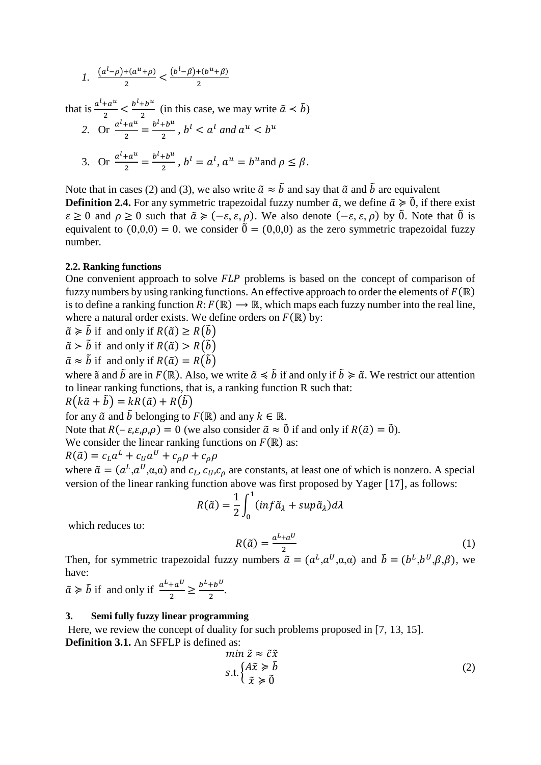1. $\frac{(a^l-\rho)+(a^u+\rho)}{2} < \frac{(b^l-\beta)+(b^u+\beta)}{2}$

that is $\frac{a^l+a^u}{2} < \frac{b^l+b^u}{2}$ (in this case, we may write $\tilde{a} \prec \tilde{b}$)

2. Or $\frac{a^l+a^u}{2} = \frac{b^l+b^u}{2}$, $b^l < a^l$ *and* $a^u < b^u$

3. Or $\frac{a^l+a^u}{2} = \frac{b^l+b^u}{2}$, $b^l = a^l$, $a^u = b^u$ and $\rho \leq \beta$.

Note that in cases (2) and (3), we also write $\tilde{a} \approx \tilde{b}$ and say that $\tilde{a}$ and $\tilde{b}$ are equivalent

**Definition 2.4.** For any symmetric trapezoidal fuzzy number $\tilde{a}$, we define $\tilde{a} \succcurlyeq \tilde{0}$, if there exist $\varepsilon \geq 0$ and $\rho \geq 0$ such that $\tilde{a} \succcurlyeq (-\varepsilon, \varepsilon, \rho)$. We also denote $(-\varepsilon, \varepsilon, \rho)$ by $\tilde{0}$. Note that $\tilde{0}$ is equivalent to $(0,0,0) = 0$. we consider $\tilde{0} = (0,0,0)$ as the zero symmetric trapezoidal fuzzy number.

#### 2.2. Ranking functions

One convenient approach to solve *FLP* problems is based on the concept of comparison of fuzzy numbers by using ranking functions. An effective approach to order the elements of $F(\mathbb{R})$ is to define a ranking function $R: F(\mathbb{R}) \longrightarrow \mathbb{R}$, which maps each fuzzy number into the real line, where a natural order exists. We define orders on $F(\mathbb{R})$ by:

$\tilde{a} \succcurlyeq \tilde{b}$ if and only if $R(\tilde{a}) \geq R(\tilde{b})$

$\tilde{a} \succ \tilde{b}$ if and only if $R(\tilde{a}) > R(\tilde{b})$

$\tilde{a} \approx \tilde{b}$ if and only if $R(\tilde{a}) = R(\tilde{b})$

where ã and $\tilde{b}$ are in $F(\mathbb{R})$. Also, we write $\tilde{a} \preccurlyeq \tilde{b}$ if and only if $\tilde{b} \succcurlyeq \tilde{a}$. We restrict our attention to linear ranking functions, that is, a ranking function R such that:

$R(k\tilde{a} + \tilde{b}) = kR(\tilde{a}) + R(\tilde{b})$

for any $\tilde{a}$ and $\tilde{b}$ belonging to $F(\mathbb{R})$ and any $k \in \mathbb{R}$.

Note that $R(-\varepsilon,\varepsilon,\rho,\rho) = 0$ (we also consider $\tilde{a} \approx \tilde{0}$ if and only if $R(\tilde{a}) = \tilde{0}$).

We consider the linear ranking functions on $F(\mathbb{R})$ as:

$R(\tilde{a}) = c_L a^L + c_U a^U + c_\rho \rho + c_\rho \rho$

where $\tilde{a} = (a^L, a^U, \alpha, \alpha)$ and $c_L, c_U, c_\rho$ are constants, at least one of which is nonzero. A special version of the linear ranking function above was first proposed by Yager [17], as follows:

$$R(\tilde{a}) = \frac{1}{2}\int_0^1 (inf\tilde{a}_\lambda + sup\tilde{a}_\lambda)d\lambda$$

which reduces to:

$$R(\tilde{a}) = \frac{a^L + a^U}{2} \tag{1}$$

Then, for symmetric trapezoidal fuzzy numbers $\tilde{a} = (a^L, a^U, \alpha, \alpha)$ and $\tilde{b} = (b^L, b^U, \beta, \beta)$, we have:

$\tilde{a} \succcurlyeq \tilde{b}$ if and only if $\frac{a^L+a^U}{2} \geq \frac{b^L+b^U}{2}$.

### 3. Semi fully fuzzy linear programming

Here, we review the concept of duality for such problems proposed in [7, 13, 15].

**Definition 3.1.** An SFFLP is defined as:

$$\begin{aligned} &min\ \tilde{z} \approx \tilde{c}\tilde{x} \\ &s.t. \begin{cases} A\tilde{x} \succcurlyeq \tilde{b} \\ \tilde{x} \succcurlyeq \tilde{0} \end{cases} \end{aligned} \tag{2}$$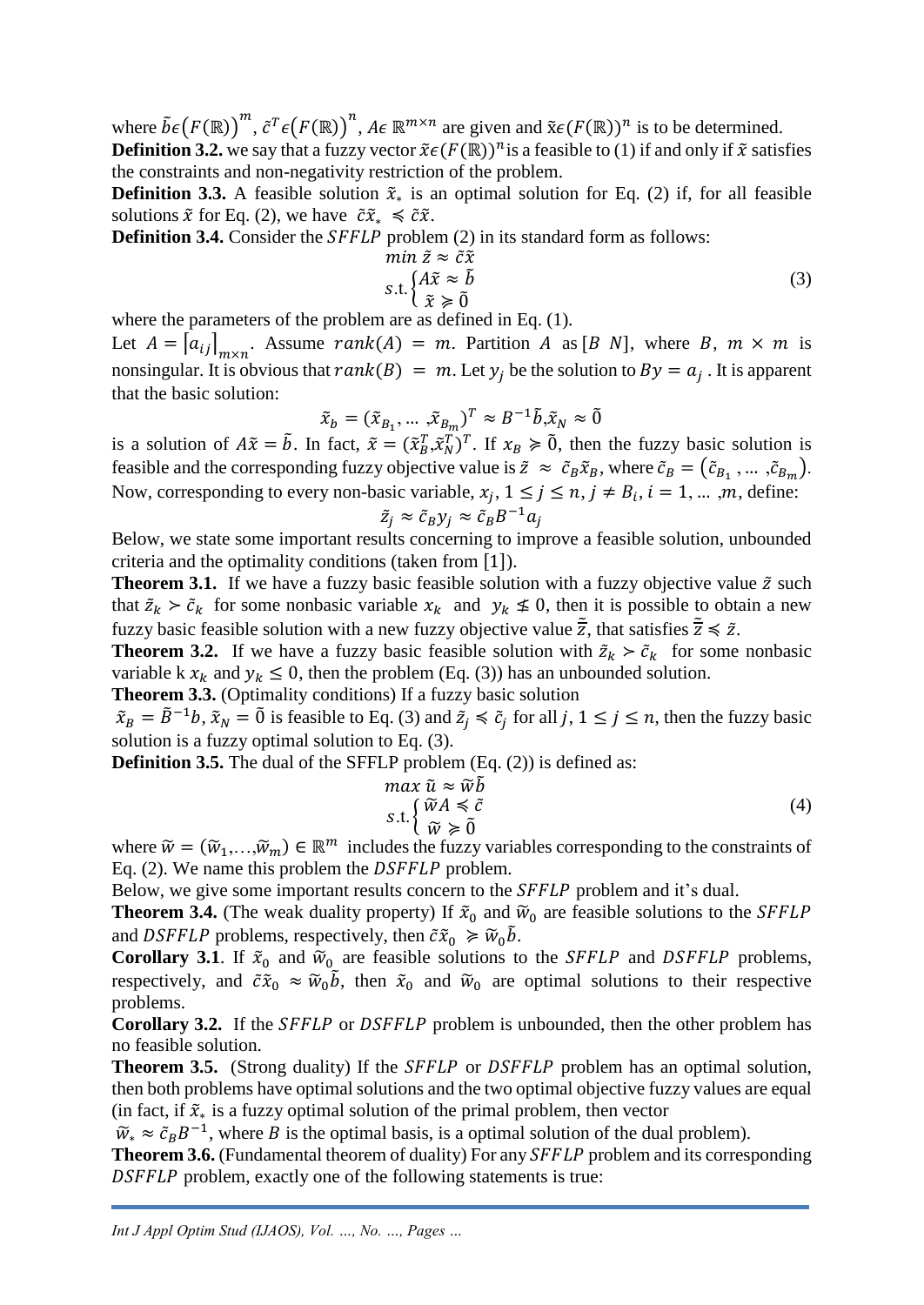where $\tilde{b}\epsilon\left(F(\mathbb{R})\right)^m$, $\tilde{c}^T\epsilon\left(F(\mathbb{R})\right)^n$, $A\epsilon\ \mathbb{R}^{m\times n}$ are given and $\tilde{x}\epsilon(F(\mathbb{R}))^n$ is to be determined.

**Definition 3.2.** we say that a fuzzy vector $\tilde{x}\epsilon(F(\mathbb{R}))^n$ is a feasible to (1) if and only if $\tilde{x}$ satisfies the constraints and non-negativity restriction of the problem.

**Definition 3.3.** A feasible solution $\tilde{x}_*$ is an optimal solution for Eq. (2) if, for all feasible solutions $\tilde{x}$ for Eq. (2), we have $\tilde{c}\tilde{x}_* \preccurlyeq \tilde{c}\tilde{x}$.

**Definition 3.4.** Consider the *SFFLP* problem (2) in its standard form as follows:

$$\begin{gathered} min\ \tilde{z} \approx \tilde{c}\tilde{x} \\ s.t. \begin{cases} A\tilde{x} \approx \tilde{b} \\ \tilde{x} \succcurlyeq \tilde{0} \end{cases} \end{gathered} \tag{3}$$

where the parameters of the problem are as defined in Eq. (1).

Let $A = \left[a_{ij}\right]_{m\times n}$. Assume $rank(A) = m$. Partition $A$ as $[B\ N]$, where $B$, $m\times m$ is nonsingular. It is obvious that $rank(B) = m$. Let $y_j$ be the solution to $By = a_j$ . It is apparent that the basic solution:

$$\tilde{x}_b = (\tilde{x}_{B_1}, \dots, \tilde{x}_{B_m})^T \approx B^{-1}\tilde{b}, \tilde{x}_N \approx \tilde{0}$$

is a solution of $A\tilde{x} = \tilde{b}$. In fact, $\tilde{x} = (\tilde{x}_B^T, \tilde{x}_N^T)^T$. If $x_B \succcurlyeq \tilde{0}$, then the fuzzy basic solution is feasible and the corresponding fuzzy objective value is $\tilde{z} \approx \tilde{c}_B\tilde{x}_B$, where $\tilde{c}_B = \left(\tilde{c}_{B_1}, \dots, \tilde{c}_{B_m}\right)$. Now, corresponding to every non-basic variable, $x_j$, $1 \le j \le n$, $j \ne B_i$, $i = 1, \dots, m$, define:

$$\tilde{z}_j \approx \tilde{c}_B y_j \approx \tilde{c}_B B^{-1} a_j$$

Below, we state some important results concerning to improve a feasible solution, unbounded criteria and the optimality conditions (taken from [1]).

**Theorem 3.1.** If we have a fuzzy basic feasible solution with a fuzzy objective value $\tilde{z}$ such that $\tilde{z}_k \succ \tilde{c}_k$ for some nonbasic variable $x_k$ and $y_k \nleq 0$, then it is possible to obtain a new fuzzy basic feasible solution with a new fuzzy objective value $\tilde{\tilde{z}}$, that satisfies $\tilde{\tilde{z}} \preccurlyeq \tilde{z}$.

**Theorem 3.2.** If we have a fuzzy basic feasible solution with $\tilde{z}_k \succ \tilde{c}_k$ for some nonbasic variable k $x_k$ and $y_k \le 0$, then the problem (Eq. (3)) has an unbounded solution.

**Theorem 3.3.** (Optimality conditions) If a fuzzy basic solution $\tilde{x}_B = \tilde{B}^{-1}b$, $\tilde{x}_N = \tilde{0}$ is feasible to Eq. (3) and $\tilde{z}_j \preccurlyeq \tilde{c}_j$ for all $j$, $1 \le j \le n$, then the fuzzy basic solution is a fuzzy optimal solution to Eq. (3).

**Definition 3.5.** The dual of the SFFLP problem (Eq. (2)) is defined as:

$$\begin{gathered} max\ \tilde{u} \approx \widetilde{w}\tilde{b} \\ s.t. \begin{cases} \widetilde{w}A \preccurlyeq \tilde{c} \\ \widetilde{w} \succcurlyeq \tilde{0} \end{cases} \end{gathered} \tag{4}$$

where $\widetilde{w} = (\widetilde{w}_1, \dots, \widetilde{w}_m) \in \mathbb{R}^m$ includes the fuzzy variables corresponding to the constraints of Eq. (2). We name this problem the *DSFFLP* problem.

Below, we give some important results concern to the *SFFLP* problem and it's dual.

**Theorem 3.4.** (The weak duality property) If $\tilde{x}_0$ and $\widetilde{w}_0$ are feasible solutions to the *SFFLP* and *DSFFLP* problems, respectively, then $\tilde{c}\tilde{x}_0 \succcurlyeq \widetilde{w}_0\tilde{b}$.

**Corollary 3.1**. If $\tilde{x}_0$ and $\widetilde{w}_0$ are feasible solutions to the *SFFLP* and *DSFFLP* problems, respectively, and $\tilde{c}\tilde{x}_0 \approx \widetilde{w}_0\tilde{b}$, then $\tilde{x}_0$ and $\widetilde{w}_0$ are optimal solutions to their respective problems.

**Corollary 3.2.** If the *SFFLP* or *DSFFLP* problem is unbounded, then the other problem has no feasible solution.

**Theorem 3.5.** (Strong duality) If the *SFFLP* or *DSFFLP* problem has an optimal solution, then both problems have optimal solutions and the two optimal objective fuzzy values are equal (in fact, if $\tilde{x}_*$ is a fuzzy optimal solution of the primal problem, then vector $\widetilde{w}_* \approx \tilde{c}_B B^{-1}$, where $B$ is the optimal basis, is a optimal solution of the dual problem).

**Theorem 3.6.** (Fundamental theorem of duality) For any *SFFLP* problem and its corresponding *DSFFLP* problem, exactly one of the following statements is true: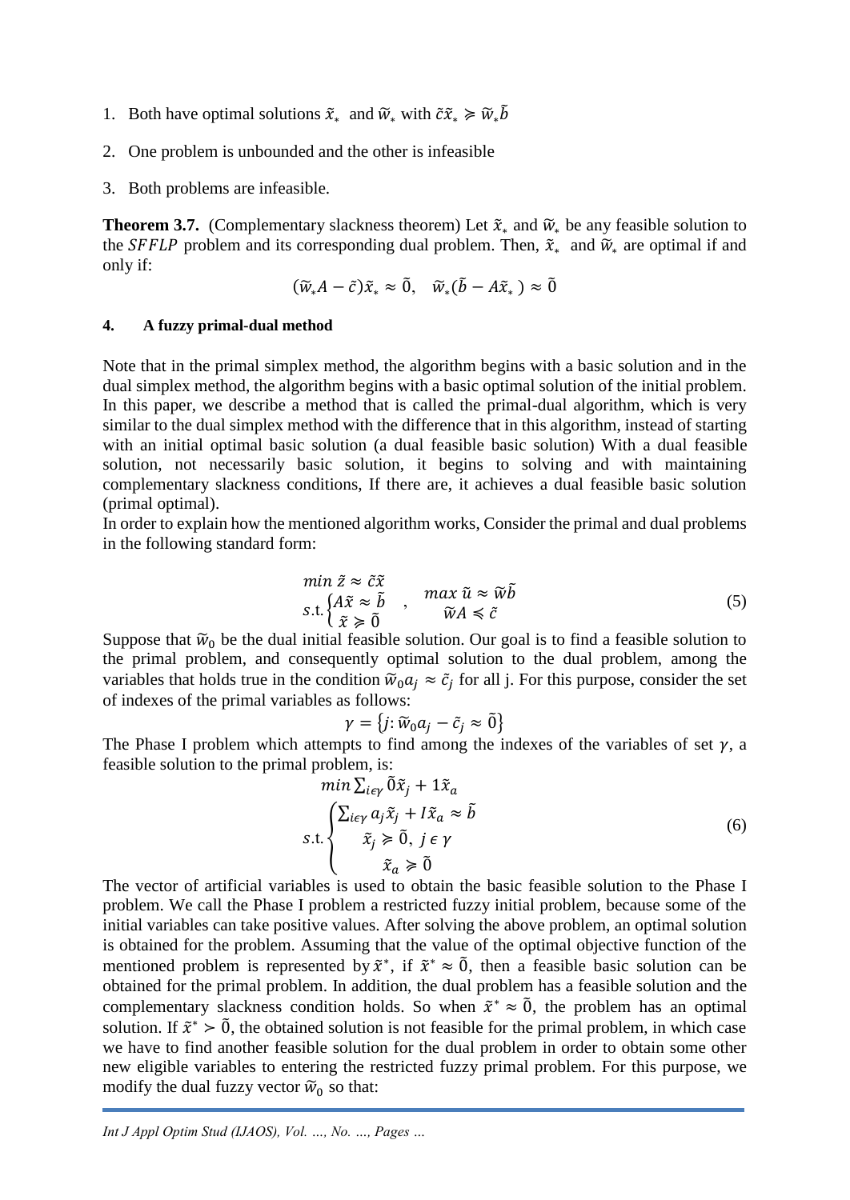1. Both have optimal solutions $\tilde{x}_*$ and $\tilde{w}_*$ with $\tilde{c}\tilde{x}_* \succcurlyeq \tilde{w}_*\tilde{b}$
2. One problem is unbounded and the other is infeasible
3. Both problems are infeasible.

**Theorem 3.7.** (Complementary slackness theorem) Let $\tilde{x}_*$ and $\tilde{w}_*$ be any feasible solution to the $SFFLP$ problem and its corresponding dual problem. Then, $\tilde{x}_*$ and $\tilde{w}_*$ are optimal if and only if:

$$(\tilde{w}_*A - \tilde{c})\tilde{x}_* \approx \tilde{0}, \quad \tilde{w}_*(\tilde{b} - A\tilde{x}_*) \approx \tilde{0}$$

## 4. A fuzzy primal-dual method

Note that in the primal simplex method, the algorithm begins with a basic solution and in the dual simplex method, the algorithm begins with a basic optimal solution of the initial problem. In this paper, we describe a method that is called the primal-dual algorithm, which is very similar to the dual simplex method with the difference that in this algorithm, instead of starting with an initial optimal basic solution (a dual feasible basic solution) With a dual feasible solution, not necessarily basic solution, it begins to solving and with maintaining complementary slackness conditions, If there are, it achieves a dual feasible basic solution (primal optimal).

In order to explain how the mentioned algorithm works, Consider the primal and dual problems in the following standard form:

$$\begin{array}{c} \min \tilde{z} \approx \tilde{c}\tilde{x} \\ s.t. \begin{cases} A\tilde{x} \approx \tilde{b} \\ \tilde{x} \succcurlyeq \tilde{0} \end{cases} \end{array} , \quad \begin{array}{c} \max \tilde{u} \approx \tilde{w}\tilde{b} \\ \tilde{w}A \preccurlyeq \tilde{c} \end{array} \tag{5}$$

Suppose that $\tilde{w}_0$ be the dual initial feasible solution. Our goal is to find a feasible solution to the primal problem, and consequently optimal solution to the dual problem, among the variables that holds true in the condition $\tilde{w}_0 a_j \approx \tilde{c}_j$ for all j. For this purpose, consider the set of indexes of the primal variables as follows:

$$\gamma = \{j : \tilde{w}_0 a_j - \tilde{c}_j \approx \tilde{0}\}$$

The Phase I problem which attempts to find among the indexes of the variables of set $\gamma$, a feasible solution to the primal problem, is:

$$\begin{array}{c} \min \sum_{i \epsilon \gamma} \tilde{0}\tilde{x}_j + 1\tilde{x}_a \\ s.t. \begin{cases} \sum_{i \epsilon \gamma} a_j \tilde{x}_j + I\tilde{x}_a \approx \tilde{b} \\ \tilde{x}_j \succcurlyeq \tilde{0}, \ j \ \epsilon \ \gamma \\ \tilde{x}_a \succcurlyeq \tilde{0} \end{cases} \end{array} \tag{6}$$

The vector of artificial variables is used to obtain the basic feasible solution to the Phase I problem. We call the Phase I problem a restricted fuzzy initial problem, because some of the initial variables can take positive values. After solving the above problem, an optimal solution is obtained for the problem. Assuming that the value of the optimal objective function of the mentioned problem is represented by $\tilde{x}^*$, if $\tilde{x}^* \approx \tilde{0}$, then a feasible basic solution can be obtained for the primal problem. In addition, the dual problem has a feasible solution and the complementary slackness condition holds. So when $\tilde{x}^* \approx \tilde{0}$, the problem has an optimal solution. If $\tilde{x}^* \succ \tilde{0}$, the obtained solution is not feasible for the primal problem, in which case we have to find another feasible solution for the dual problem in order to obtain some other new eligible variables to entering the restricted fuzzy primal problem. For this purpose, we modify the dual fuzzy vector $\tilde{w}_0$ so that: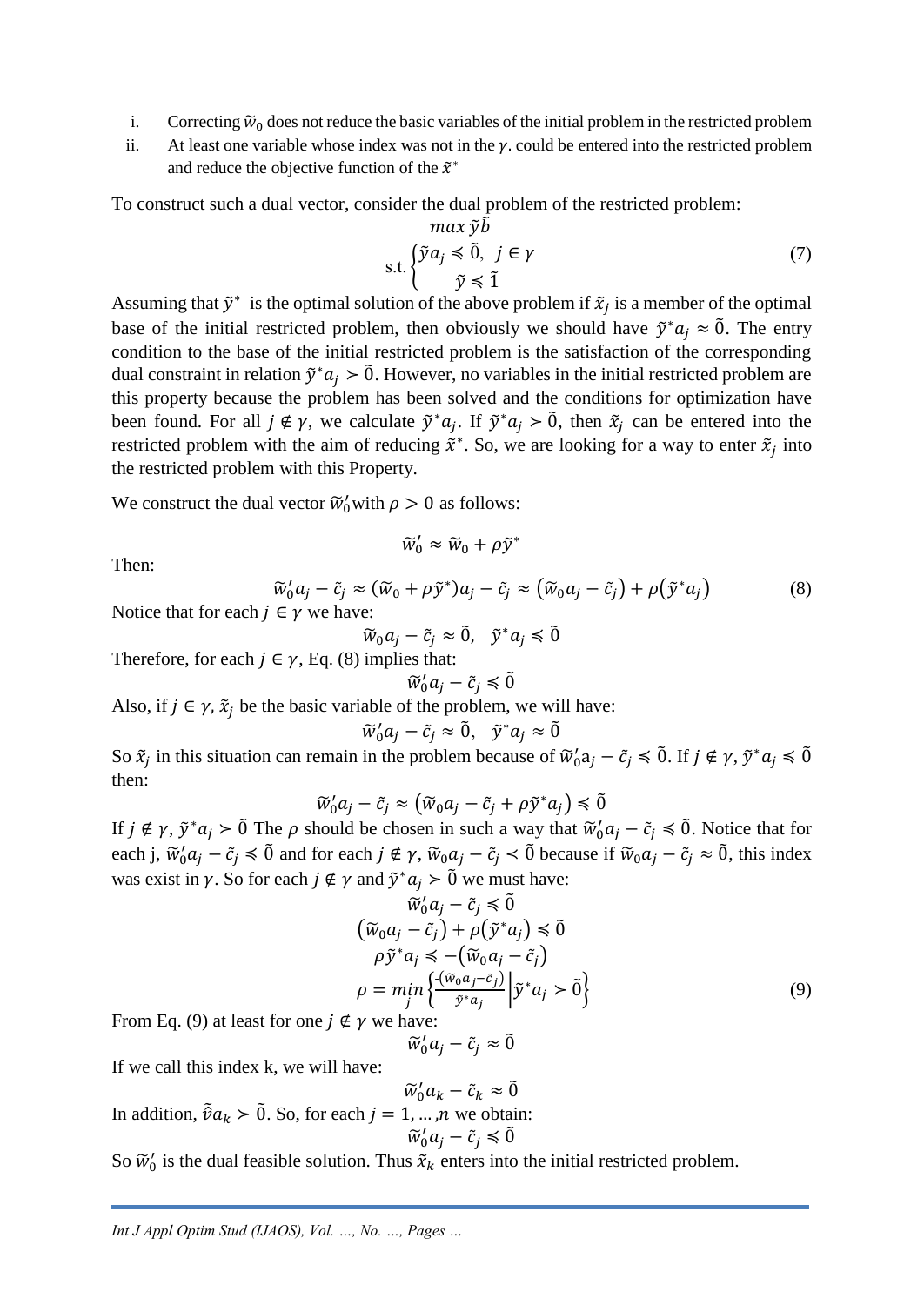i. Correcting $\widetilde{w}_0$ does not reduce the basic variables of the initial problem in the restricted problem
ii. At least one variable whose index was not in the $\gamma$. could be entered into the restricted problem and reduce the objective function of the $\tilde{x}^*$

To construct such a dual vector, consider the dual problem of the restricted problem:

$$\max \tilde{y}\tilde{b}$$
$$\text{s.t.} \begin{cases} \tilde{y}a_j \preccurlyeq \tilde{0}, & j \in \gamma \\ \tilde{y} \preccurlyeq \tilde{1} \end{cases} \tag{7}$$

Assuming that $\tilde{y}^*$ is the optimal solution of the above problem if $\tilde{x}_j$ is a member of the optimal base of the initial restricted problem, then obviously we should have $\tilde{y}^* a_j \approx \tilde{0}$. The entry condition to the base of the initial restricted problem is the satisfaction of the corresponding dual constraint in relation $\tilde{y}^* a_j \succ \tilde{0}$. However, no variables in the initial restricted problem are this property because the problem has been solved and the conditions for optimization have been found. For all $j \notin \gamma$, we calculate $\tilde{y}^* a_j$. If $\tilde{y}^* a_j \succ \tilde{0}$, then $\tilde{x}_j$ can be entered into the restricted problem with the aim of reducing $\tilde{x}^*$. So, we are looking for a way to enter $\tilde{x}_j$ into the restricted problem with this Property.

We construct the dual vector $\widetilde{w}_0'$with $\rho > 0$ as follows:

$$\widetilde{w}_0' \approx \widetilde{w}_0 + \rho \tilde{y}^*$$

Then:

$$\widetilde{w}_0' a_j - \tilde{c}_j \approx (\widetilde{w}_0 + \rho \tilde{y}^*) a_j - \tilde{c}_j \approx (\widetilde{w}_0 a_j - \tilde{c}_j) + \rho(\tilde{y}^* a_j) \tag{8}$$

Notice that for each $j \in \gamma$ we have:

$$\widetilde{w}_0 a_j - \tilde{c}_j \approx \tilde{0}, \quad \tilde{y}^* a_j \preccurlyeq \tilde{0}$$

Therefore, for each $j \in \gamma$, Eq. (8) implies that:

$$\widetilde{w}_0' a_j - \tilde{c}_j \preccurlyeq \tilde{0}$$

Also, if $j \in \gamma$, $\tilde{x}_j$ be the basic variable of the problem, we will have:

$$\widetilde{w}_0' a_j - \tilde{c}_j \approx \tilde{0}, \quad \tilde{y}^* a_j \approx \tilde{0}$$

So $\tilde{x}_j$ in this situation can remain in the problem because of $\widetilde{w}_0' a_j - \tilde{c}_j \preccurlyeq \tilde{0}$. If $j \notin \gamma$, $\tilde{y}^* a_j \preccurlyeq \tilde{0}$ then:

$$\widetilde{w}_0' a_j - \tilde{c}_j \approx (\widetilde{w}_0 a_j - \tilde{c}_j + \rho \tilde{y}^* a_j) \preccurlyeq \tilde{0}$$

If $j \notin \gamma$, $\tilde{y}^* a_j \succ \tilde{0}$ The $\rho$ should be chosen in such a way that $\widetilde{w}_0' a_j - \tilde{c}_j \preccurlyeq \tilde{0}$. Notice that for each j, $\widetilde{w}_0' a_j - \tilde{c}_j \preccurlyeq \tilde{0}$ and for each $j \notin \gamma$, $\widetilde{w}_0 a_j - \tilde{c}_j \prec \tilde{0}$ because if $\widetilde{w}_0 a_j - \tilde{c}_j \approx \tilde{0}$, this index was exist in $\gamma$. So for each $j \notin \gamma$ and $\tilde{y}^* a_j \succ \tilde{0}$ we must have:

$$\widetilde{w}_0' a_j - \tilde{c}_j \preccurlyeq \tilde{0}$$
$$(\widetilde{w}_0 a_j - \tilde{c}_j) + \rho(\tilde{y}^* a_j) \preccurlyeq \tilde{0}$$
$$\rho \tilde{y}^* a_j \preccurlyeq -(\widetilde{w}_0 a_j - \tilde{c}_j)$$
$$\rho = \min_j \left\{ \frac{-(\widetilde{w}_0 a_j - \tilde{c}_j)}{\tilde{y}^* a_j} \middle| \tilde{y}^* a_j \succ \tilde{0} \right\} \tag{9}$$

From Eq. (9) at least for one $j \notin \gamma$ we have:

$$\widetilde{w}_0' a_j - \tilde{c}_j \approx \tilde{0}$$

If we call this index k, we will have:

$$\widetilde{w}_0' a_k - \tilde{c}_k \approx \tilde{0}$$

In addition, $\tilde{\hat{v}} a_k \succ \tilde{0}$. So, for each $j = 1, \dots, n$ we obtain:

$$\widetilde{w}_0' a_j - \tilde{c}_j \preccurlyeq \tilde{0}$$

So $\widetilde{w}_0'$ is the dual feasible solution. Thus $\tilde{x}_k$ enters into the initial restricted problem.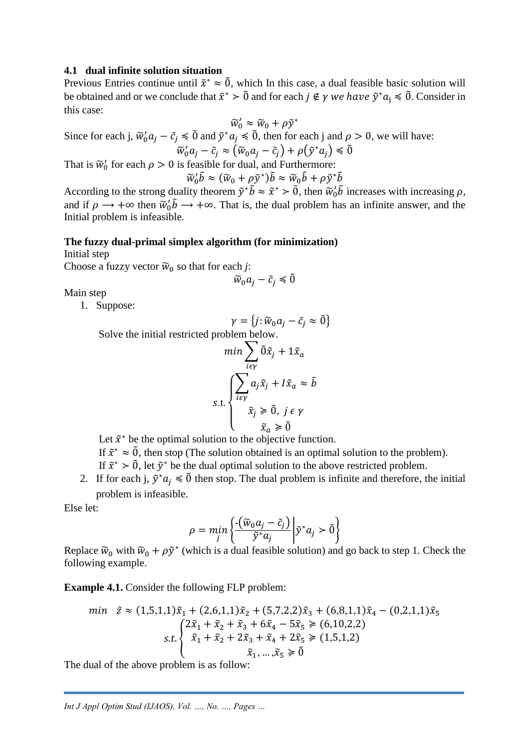### 4.1 dual infinite solution situation

Previous Entries continue until $\tilde{x}^* \approx \tilde{0}$, which In this case, a dual feasible basic solution will be obtained and or we conclude that $\tilde{x}^* \succ \tilde{0}$ and for each $j \notin \gamma$ *we have* $\tilde{y}^* a_j \preccurlyeq \tilde{0}$. Consider in this case:

$$\widetilde{w}_0' \approx \widetilde{w}_0 + \rho\tilde{y}^*$$

Since for each j, $\widetilde{w}_0' a_j - \tilde{c}_j \preccurlyeq \tilde{0}$ and $\tilde{y}^* a_j \preccurlyeq \tilde{0}$, then for each j and $\rho > 0$, we will have:

$$\widetilde{w}_0' a_j - \tilde{c}_j \approx \left(\widetilde{w}_0 a_j - \tilde{c}_j\right) + \rho\left(\tilde{y}^* a_j\right) \preccurlyeq \tilde{0}$$

That is $\widetilde{w}_0'$ for each $\rho > 0$ is feasible for dual, and Furthermore:

$$\widetilde{w}_0' \tilde{b} \approx (\widetilde{w}_0 + \rho\tilde{y}^*)\tilde{b} \approx \widetilde{w}_0 \hat{b} + \rho\tilde{y}^* \tilde{b}$$

According to the strong duality theorem $\tilde{y}^* \tilde{b} \approx \tilde{x}^* \succ \tilde{0}$, then $\widetilde{w}_0' \tilde{b}$ increases with increasing $\rho$, and if $\rho \longrightarrow +\infty$ then $\widetilde{w}_0' \tilde{b} \longrightarrow +\infty$. That is, the dual problem has an infinite answer, and the Initial problem is infeasible.

**The fuzzy dual-primal simplex algorithm (for minimization)**

Initial step

Choose a fuzzy vector $\widetilde{w}_0$ so that for each *j*:

$$\widetilde{w}_0 a_j - \tilde{c}_j \preccurlyeq \tilde{0}$$

Main step

1. Suppose:

$$\gamma = \left\{j : \widetilde{w}_0 a_j - \tilde{c}_j \approx \tilde{0}\right\}$$

   Solve the initial restricted problem below.

$$\min \sum_{i \epsilon \gamma} \tilde{0}\tilde{x}_j + 1\tilde{x}_a$$

$$s.\text{t.} \begin{cases} \sum_{i \epsilon \gamma} a_j \tilde{x}_j + I\tilde{x}_a \approx \tilde{b} \\ \tilde{x}_j \succcurlyeq \tilde{0},\ j \,\epsilon\, \gamma \\ \tilde{x}_a \succcurlyeq \tilde{0} \end{cases}$$

   Let $\tilde{x}^*$ be the optimal solution to the objective function.
   If $\tilde{x}^* \approx \tilde{0}$, then stop (The solution obtained is an optimal solution to the problem).
   If $\tilde{x}^* \succ \tilde{0}$, let $\tilde{y}^*$ be the dual optimal solution to the above restricted problem.

2. If for each j, $\tilde{y}^* a_j \preccurlyeq \tilde{0}$ then stop. The dual problem is infinite and therefore, the initial problem is infeasible.

Else let:

$$\rho = \min_j \left\{ \frac{-\left(\widetilde{w}_0 a_j - \tilde{c}_j\right)}{\tilde{y}^* a_j} \middle| \tilde{y}^* a_j \succ \tilde{0} \right\}$$

Replace $\widetilde{w}_0$ with $\widetilde{w}_0 + \rho\tilde{y}^*$ (which is a dual feasible solution) and go back to step 1. Check the following example.

**Example 4.1.** Consider the following FLP problem:

$$\min \quad \tilde{z} \approx (1,5,1,1)\tilde{x}_1 + (2,6,1,1)\tilde{x}_2 + (5,7,2,2)\tilde{x}_3 + (6,8,1,1)\tilde{x}_4 - (0,2,1,1)\tilde{x}_5$$

$$s.t. \begin{cases} 2\tilde{x}_1 + \tilde{x}_2 + \tilde{x}_3 + 6\tilde{x}_4 - 5\tilde{x}_5 \succcurlyeq (6,10,2,2) \\ \tilde{x}_1 + \tilde{x}_2 + 2\tilde{x}_3 + \tilde{x}_4 + 2\tilde{x}_5 \succcurlyeq (1,5,1,2) \\ \tilde{x}_1, \dots, \tilde{x}_5 \succcurlyeq \tilde{0} \end{cases}$$

The dual of the above problem is as follow: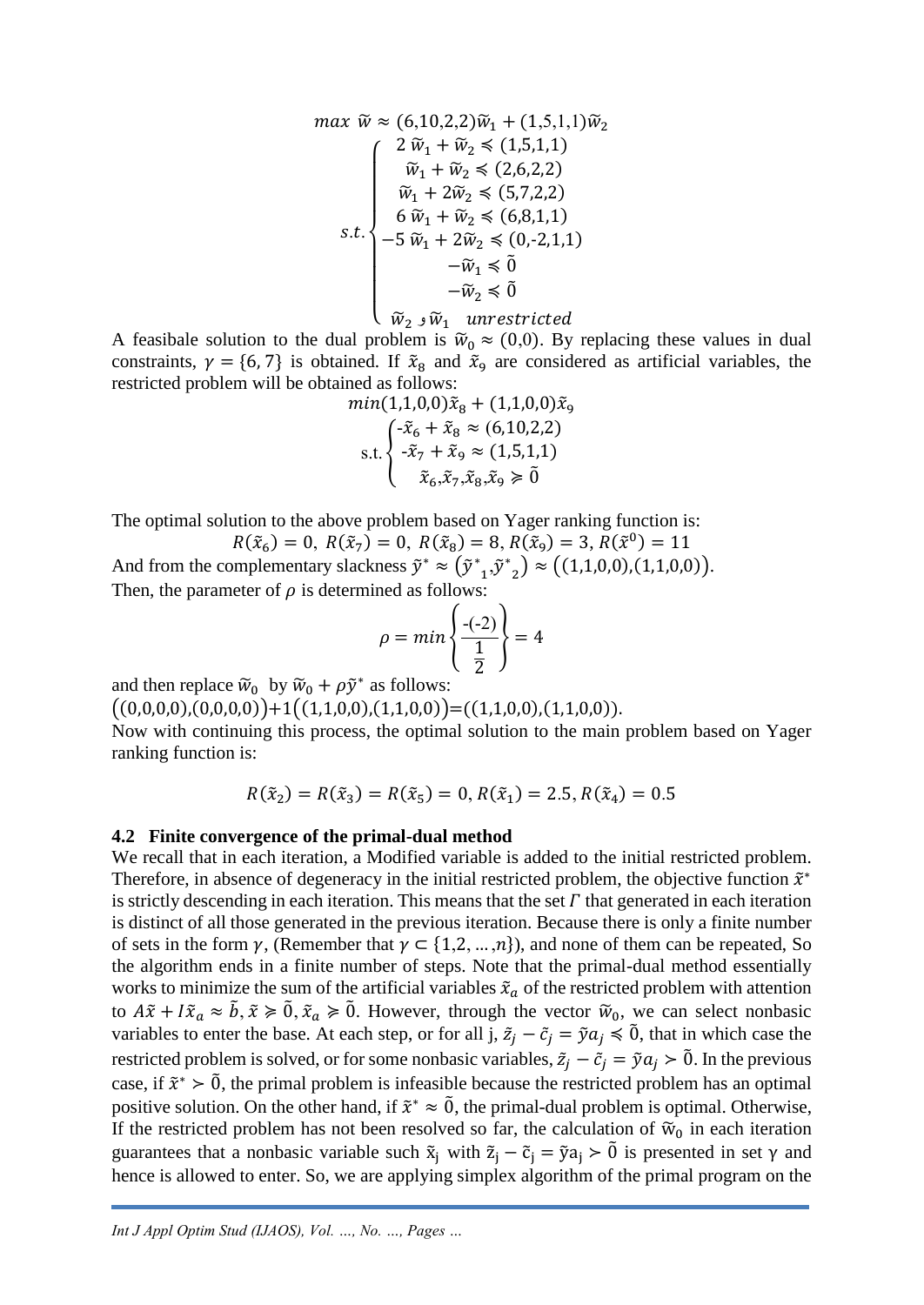$$
\max\ \tilde{w} \approx (6,10,2,2)\tilde{w}_1 + (1,5,1,1)\tilde{w}_2
$$

$$
s.t. \begin{cases} 2\,\tilde{w}_1 + \tilde{w}_2 \preccurlyeq (1,5,1,1) \\ \tilde{w}_1 + \tilde{w}_2 \preccurlyeq (2,6,2,2) \\ \tilde{w}_1 + 2\tilde{w}_2 \preccurlyeq (5,7,2,2) \\ 6\,\tilde{w}_1 + \tilde{w}_2 \preccurlyeq (6,8,1,1) \\ -5\,\tilde{w}_1 + 2\tilde{w}_2 \preccurlyeq (0,\text{-}2,1,1) \\ -\tilde{w}_1 \preccurlyeq \tilde{0} \\ -\tilde{w}_2 \preccurlyeq \tilde{0} \\ \tilde{w}_2 \text{ و } \tilde{w}_1 \quad unrestricted \end{cases}
$$

A feasibale solution to the dual problem is $\tilde{w}_0 \approx (0,0)$. By replacing these values in dual constraints, $\gamma = \{6, 7\}$ is obtained. If $\tilde{x}_8$ and $\tilde{x}_9$ are considered as artificial variables, the restricted problem will be obtained as follows:

$$
\min(1,1,0,0)\tilde{x}_8 + (1,1,0,0)\tilde{x}_9
$$

$$
\text{s.t.} \begin{cases} \text{-}\tilde{x}_6 + \tilde{x}_8 \approx (6,10,2,2) \\ \text{-}\tilde{x}_7 + \tilde{x}_9 \approx (1,5,1,1) \\ \tilde{x}_6, \tilde{x}_7, \tilde{x}_8, \tilde{x}_9 \succcurlyeq \tilde{0} \end{cases}
$$

The optimal solution to the above problem based on Yager ranking function is:

$$
R(\tilde{x}_6) = 0,\ R(\tilde{x}_7) = 0,\ R(\tilde{x}_8) = 8,\ R(\tilde{x}_9) = 3,\ R(\tilde{x}^0) = 11
$$

And from the complementary slackness $\tilde{y}^* \approx (\tilde{y}^*_1, \tilde{y}^*_2) \approx ((1,1,0,0),(1,1,0,0))$.

Then, the parameter of $\rho$ is determined as follows:

$$
\rho = \min\left\{\frac{\text{-}(\text{-}2)}{\frac{1}{2}}\right\} = 4
$$

and then replace $\tilde{w}_0$ by $\tilde{w}_0 + \rho\tilde{y}^*$ as follows:

$((0,0,0,0),(0,0,0,0)) + 1((1,1,0,0),(1,1,0,0)) = ((1,1,0,0),(1,1,0,0))$.

Now with continuing this process, the optimal solution to the main problem based on Yager ranking function is:

$$
R(\tilde{x}_2) = R(\tilde{x}_3) = R(\tilde{x}_5) = 0,\ R(\tilde{x}_1) = 2.5,\ R(\tilde{x}_4) = 0.5
$$

### 4.2 Finite convergence of the primal-dual method

We recall that in each iteration, a Modified variable is added to the initial restricted problem. Therefore, in absence of degeneracy in the initial restricted problem, the objective function $\tilde{x}^*$ is strictly descending in each iteration. This means that the set $\Gamma$ that generated in each iteration is distinct of all those generated in the previous iteration. Because there is only a finite number of sets in the form $\gamma$, (Remember that $\gamma \subset \{1,2,\ldots,n\}$), and none of them can be repeated, So the algorithm ends in a finite number of steps. Note that the primal-dual method essentially works to minimize the sum of the artificial variables $\tilde{x}_a$ of the restricted problem with attention to $A\tilde{x} + I\tilde{x}_a \approx \tilde{b}, \tilde{x} \succcurlyeq \tilde{0}, \tilde{x}_a \succcurlyeq \tilde{0}$. However, through the vector $\tilde{w}_0$, we can select nonbasic variables to enter the base. At each step, or for all j, $\tilde{z}_j - \tilde{c}_j = \tilde{y}a_j \preccurlyeq \tilde{0}$, that in which case the restricted problem is solved, or for some nonbasic variables, $\tilde{z}_j - \tilde{c}_j = \tilde{y}a_j \succ \tilde{0}$. In the previous case, if $\tilde{x}^* \succ \tilde{0}$, the primal problem is infeasible because the restricted problem has an optimal positive solution. On the other hand, if $\tilde{x}^* \approx \tilde{0}$, the primal-dual problem is optimal. Otherwise, If the restricted problem has not been resolved so far, the calculation of $\tilde{w}_0$ in each iteration guarantees that a nonbasic variable such $\tilde{x}_j$ with $\tilde{z}_j - \tilde{c}_j = \tilde{y}a_j \succ \tilde{0}$ is presented in set $\gamma$ and hence is allowed to enter. So, we are applying simplex algorithm of the primal program on the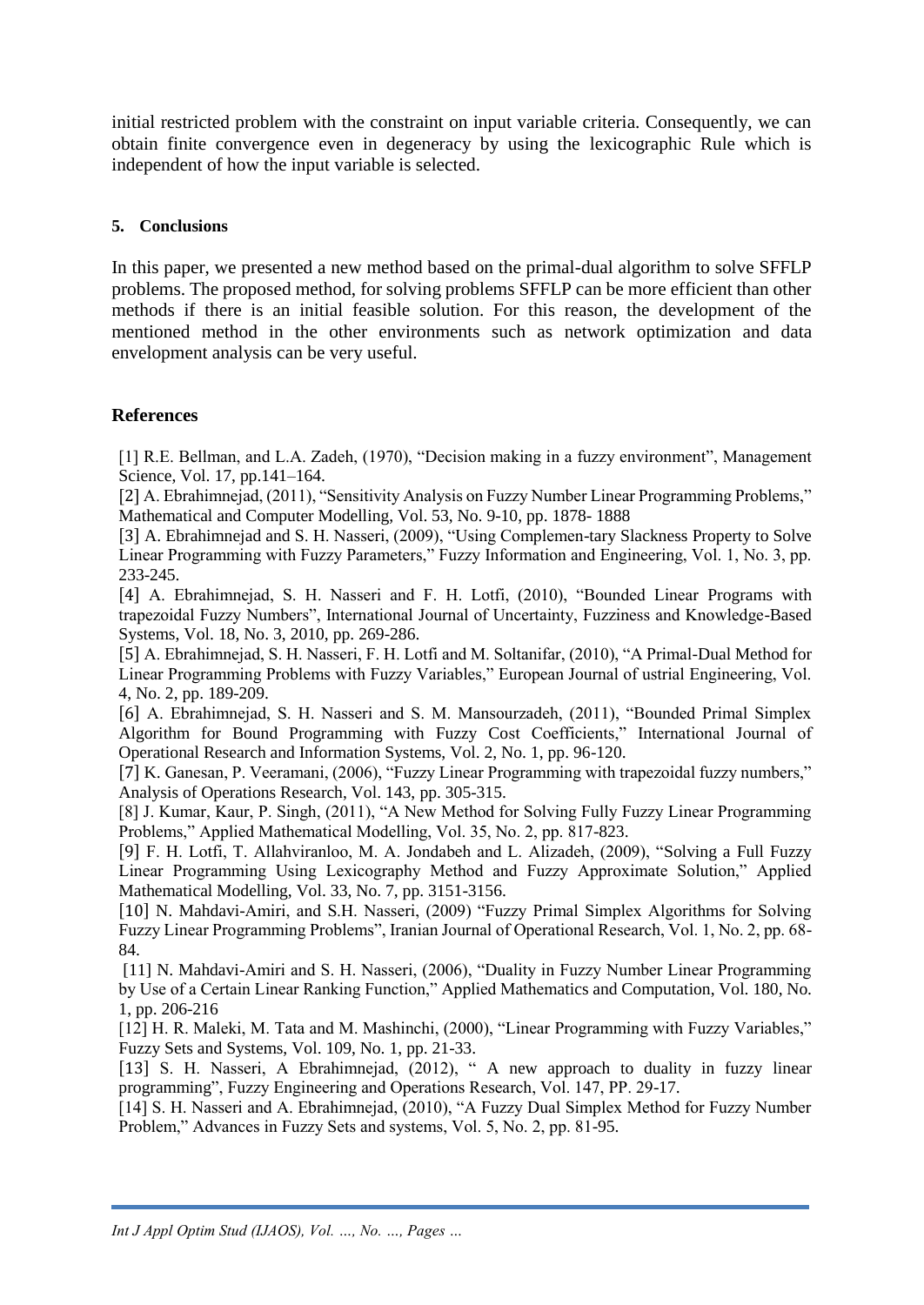initial restricted problem with the constraint on input variable criteria. Consequently, we can obtain finite convergence even in degeneracy by using the lexicographic Rule which is independent of how the input variable is selected.

#### 5. Conclusions

In this paper, we presented a new method based on the primal-dual algorithm to solve SFFLP problems. The proposed method, for solving problems SFFLP can be more efficient than other methods if there is an initial feasible solution. For this reason, the development of the mentioned method in the other environments such as network optimization and data envelopment analysis can be very useful.

### References

[1] R.E. Bellman, and L.A. Zadeh, (1970), "Decision making in a fuzzy environment", Management Science, Vol. 17, pp.141–164.

[2] A. Ebrahimnejad, (2011), "Sensitivity Analysis on Fuzzy Number Linear Programming Problems," Mathematical and Computer Modelling, Vol. 53, No. 9-10, pp. 1878- 1888

[3] A. Ebrahimnejad and S. H. Nasseri, (2009), "Using Complemen-tary Slackness Property to Solve Linear Programming with Fuzzy Parameters," Fuzzy Information and Engineering, Vol. 1, No. 3, pp. 233-245.

[4] A. Ebrahimnejad, S. H. Nasseri and F. H. Lotfi, (2010), "Bounded Linear Programs with trapezoidal Fuzzy Numbers", International Journal of Uncertainty, Fuzziness and Knowledge-Based Systems, Vol. 18, No. 3, 2010, pp. 269-286.

[5] A. Ebrahimnejad, S. H. Nasseri, F. H. Lotfi and M. Soltanifar, (2010), "A Primal-Dual Method for Linear Programming Problems with Fuzzy Variables," European Journal of ustrial Engineering, Vol. 4, No. 2, pp. 189-209.

[6] A. Ebrahimnejad, S. H. Nasseri and S. M. Mansourzadeh, (2011), "Bounded Primal Simplex Algorithm for Bound Programming with Fuzzy Cost Coefficients," International Journal of Operational Research and Information Systems, Vol. 2, No. 1, pp. 96-120.

[7] K. Ganesan, P. Veeramani, (2006), "Fuzzy Linear Programming with trapezoidal fuzzy numbers," Analysis of Operations Research, Vol. 143, pp. 305-315.

[8] J. Kumar, Kaur, P. Singh, (2011), "A New Method for Solving Fully Fuzzy Linear Programming Problems," Applied Mathematical Modelling, Vol. 35, No. 2, pp. 817-823.

[9] F. H. Lotfi, T. Allahviranloo, M. A. Jondabeh and L. Alizadeh, (2009), "Solving a Full Fuzzy Linear Programming Using Lexicography Method and Fuzzy Approximate Solution," Applied Mathematical Modelling, Vol. 33, No. 7, pp. 3151-3156.

[10] N. Mahdavi-Amiri, and S.H. Nasseri, (2009) "Fuzzy Primal Simplex Algorithms for Solving Fuzzy Linear Programming Problems", Iranian Journal of Operational Research, Vol. 1, No. 2, pp. 68-84.

[11] N. Mahdavi-Amiri and S. H. Nasseri, (2006), "Duality in Fuzzy Number Linear Programming by Use of a Certain Linear Ranking Function," Applied Mathematics and Computation, Vol. 180, No. 1, pp. 206-216

[12] H. R. Maleki, M. Tata and M. Mashinchi, (2000), "Linear Programming with Fuzzy Variables," Fuzzy Sets and Systems, Vol. 109, No. 1, pp. 21-33.

[13] S. H. Nasseri, A Ebrahimnejad, (2012), " A new approach to duality in fuzzy linear programming", Fuzzy Engineering and Operations Research, Vol. 147, PP. 29-17.

[14] S. H. Nasseri and A. Ebrahimnejad, (2010), "A Fuzzy Dual Simplex Method for Fuzzy Number Problem," Advances in Fuzzy Sets and systems, Vol. 5, No. 2, pp. 81-95.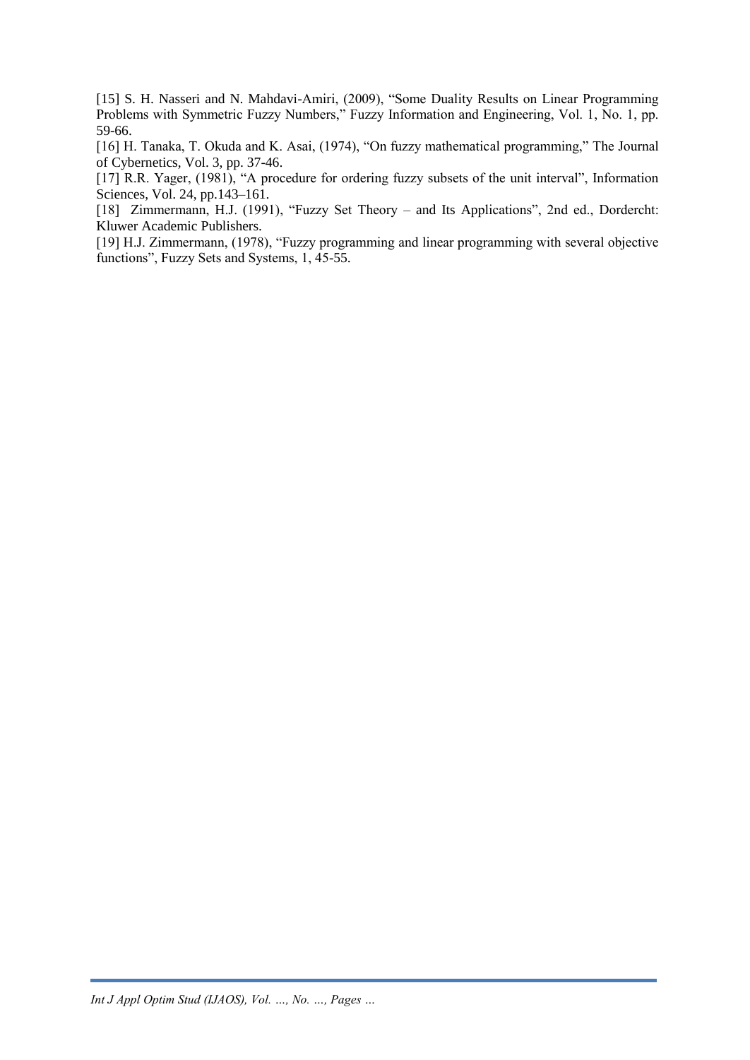[15] S. H. Nasseri and N. Mahdavi-Amiri, (2009), "Some Duality Results on Linear Programming Problems with Symmetric Fuzzy Numbers," Fuzzy Information and Engineering, Vol. 1, No. 1, pp. 59-66.

[16] H. Tanaka, T. Okuda and K. Asai, (1974), "On fuzzy mathematical programming," The Journal of Cybernetics, Vol. 3, pp. 37-46.

[17] R.R. Yager, (1981), "A procedure for ordering fuzzy subsets of the unit interval", Information Sciences, Vol. 24, pp.143–161.

[18] Zimmermann, H.J. (1991), "Fuzzy Set Theory – and Its Applications", 2nd ed., Dordercht: Kluwer Academic Publishers.

[19] H.J. Zimmermann, (1978), "Fuzzy programming and linear programming with several objective functions", Fuzzy Sets and Systems, 1, 45-55.